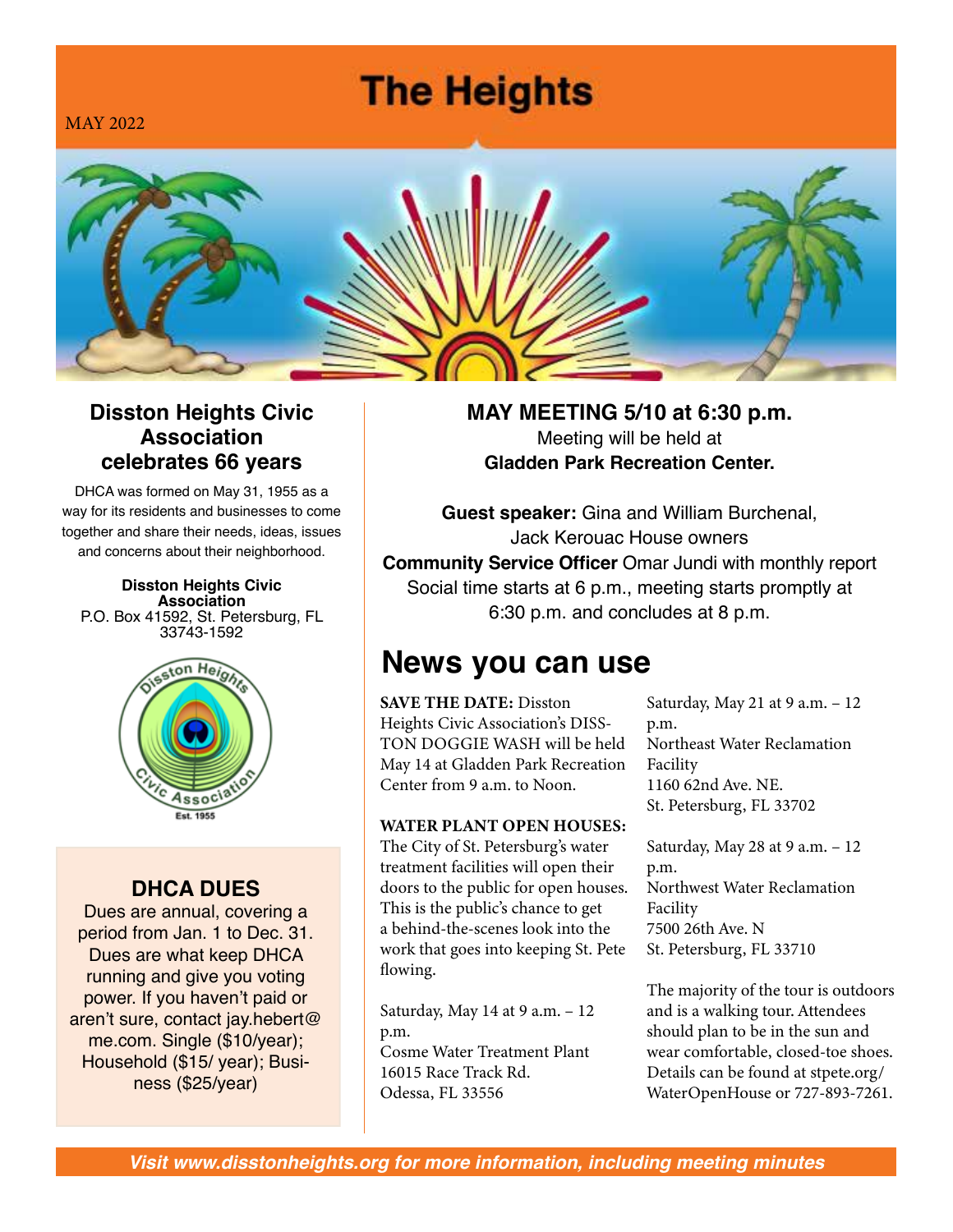# The Heights

MAY 2022

## Disston Heights Civic Association celebrates 66 years

DHCA was formed on May 31, 1955 as a way for its residents and businesses to come together and share their needs, ideas, issues and concerns about their neighborhood.

**Disston Heights Civic Association**
P.O. Box 41592, St. Petersburg, FL 33743-1592

### DHCA DUES

Dues are annual, covering a period from Jan. 1 to Dec. 31. Dues are what keep DHCA running and give you voting power. If you haven't paid or aren't sure, contact jay.hebert@me.com. Single ($10/year); Household ($15/ year); Business ($25/year)

## MAY MEETING 5/10 at 6:30 p.m.

Meeting will be held at
**Gladden Park Recreation Center.**

**Guest speaker:** Gina and William Burchenal, Jack Kerouac House owners
**Community Service Officer** Omar Jundi with monthly report
Social time starts at 6 p.m., meeting starts promptly at 6:30 p.m. and concludes at 8 p.m.

## News you can use

**SAVE THE DATE:** Disston Heights Civic Association's DISSTON DOGGIE WASH will be held May 14 at Gladden Park Recreation Center from 9 a.m. to Noon.

**WATER PLANT OPEN HOUSES:** The City of St. Petersburg's water treatment facilities will open their doors to the public for open houses. This is the public's chance to get a behind-the-scenes look into the work that goes into keeping St. Pete flowing.

Saturday, May 14 at 9 a.m. – 12 p.m.
Cosme Water Treatment Plant
16015 Race Track Rd.
Odessa, FL 33556

Saturday, May 21 at 9 a.m. – 12 p.m.
Northeast Water Reclamation Facility
1160 62nd Ave. NE.
St. Petersburg, FL 33702

Saturday, May 28 at 9 a.m. – 12 p.m.
Northwest Water Reclamation Facility
7500 26th Ave. N
St. Petersburg, FL 33710

The majority of the tour is outdoors and is a walking tour. Attendees should plan to be in the sun and wear comfortable, closed-toe shoes. Details can be found at stpete.org/WaterOpenHouse or 727-893-7261.

*Visit www.disstonheights.org for more information, including meeting minutes*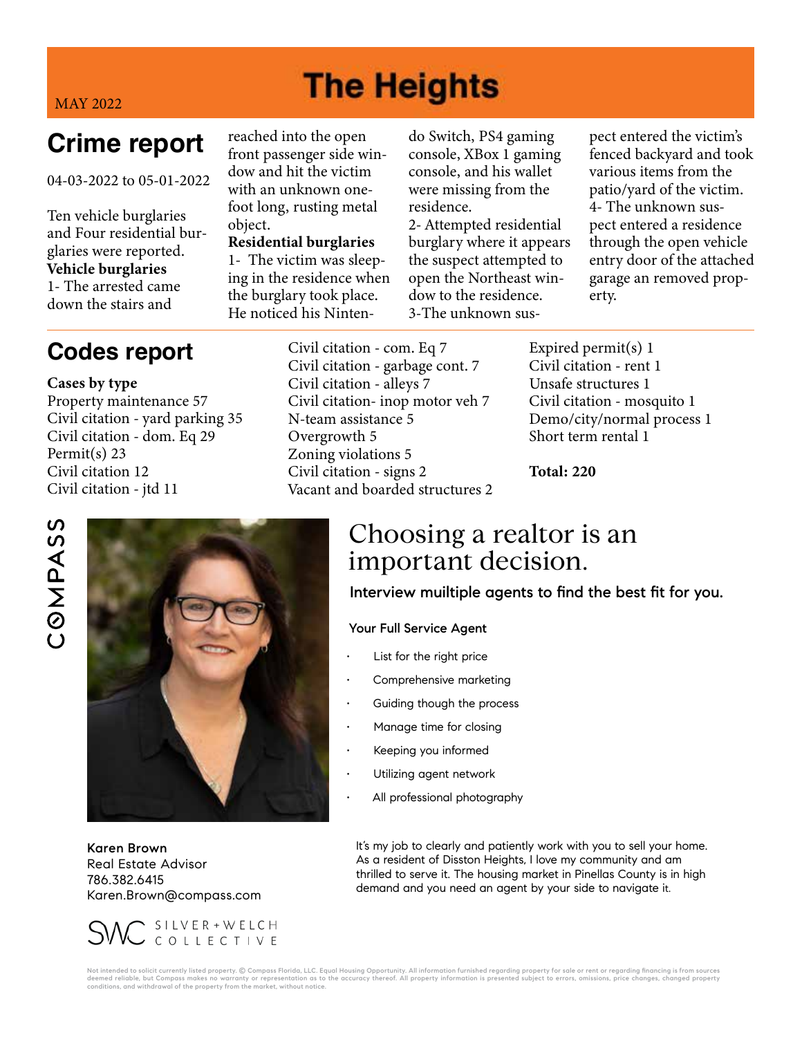MAY 2022

# The Heights

## Crime report

04-03-2022 to 05-01-2022

Ten vehicle burglaries and Four residential burglaries were reported.

**Vehicle burglaries**

1- The arrested came down the stairs and reached into the open front passenger side window and hit the victim with an unknown one-foot long, rusting metal object.

**Residential burglaries**

1- The victim was sleeping in the residence when the burglary took place. He noticed his Nintendo Switch, PS4 gaming console, XBox 1 gaming console, and his wallet were missing from the residence.

2- Attempted residential burglary where it appears the suspect attempted to open the Northeast window to the residence.

3-The unknown suspect entered the victim's fenced backyard and took various items from the patio/yard of the victim.

4- The unknown suspect entered a residence through the open vehicle entry door of the attached garage an removed property.

## Codes report

**Cases by type**

Property maintenance 57
Civil citation - yard parking 35
Civil citation - dom. Eq 29
Permit(s) 23
Civil citation 12
Civil citation - jtd 11
Civil citation - com. Eq 7
Civil citation - garbage cont. 7
Civil citation - alleys 7
Civil citation- inop motor veh 7
N-team assistance 5
Overgrowth 5
Zoning violations 5
Civil citation - signs 2
Vacant and boarded structures 2
Expired permit(s) 1
Civil citation - rent 1
Unsafe structures 1
Civil citation - mosquito 1
Demo/city/normal process 1
Short term rental 1

**Total: 220**

COMPASS

## Choosing a realtor is an important decision.

**Interview muiltiple agents to find the best fit for you.**

**Your Full Service Agent**

- List for the right price
- Comprehensive marketing
- Guiding though the process
- Manage time for closing
- Keeping you informed
- Utilizing agent network
- All professional photography

It's my job to clearly and patiently work with you to sell your home. As a resident of Disston Heights, I love my community and am thrilled to serve it. The housing market in Pinellas County is in high demand and you need an agent by your side to navigate it.

**Karen Brown**
Real Estate Advisor
786.382.6415
Karen.Brown@compass.com

SILVER + WELCH COLLECTIVE

Not intended to solicit currently listed property. © Compass Florida, LLC. Equal Housing Opportunity. All information furnished regarding property for sale or rent or regarding financing is from sources deemed reliable, but Compass makes no warranty or representation as to the accuracy thereof. All property information is presented subject to errors, omissions, price changes, changed property conditions, and withdrawal of the property from the market, without notice.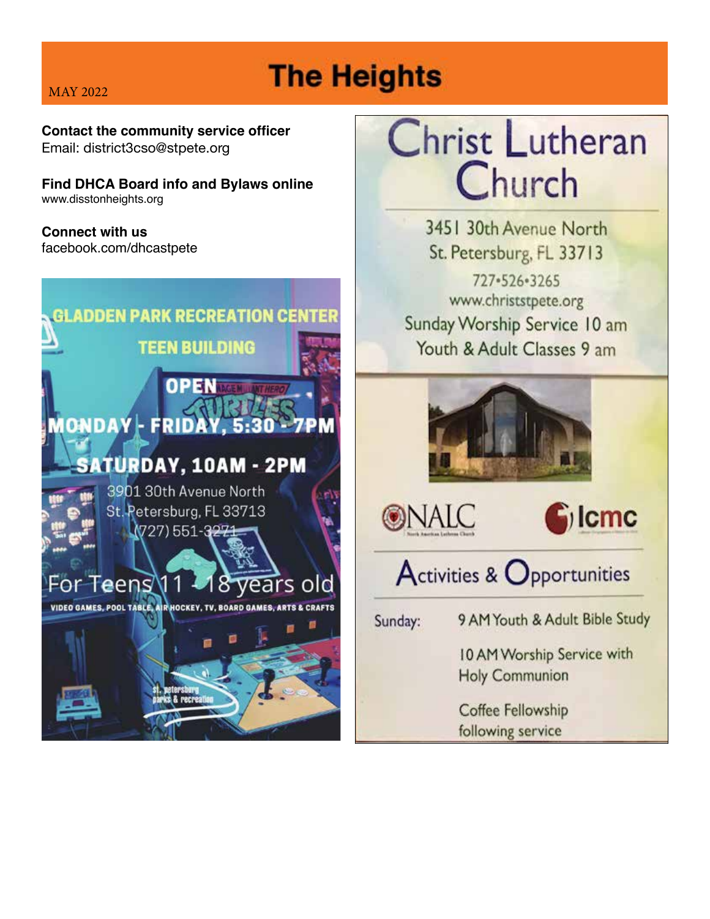Contact the community service officer
Email: district3cso@stpete.org

**Find DHCA Board info and Bylaws online**
www.disstonheights.org

**Connect with us**
facebook.com/dhcastpete

**GLADDEN PARK RECREATION CENTER**
**TEEN BUILDING**

**OPEN**
**MONDAY - FRIDAY, 5:30 - 7PM**
**SATURDAY, 10AM - 2PM**

3901 30th Avenue North
St. Petersburg, FL 33713
(727) 551-3271

For Teens 11 - 18 years old

VIDEO GAMES, POOL TABLE, AIR HOCKEY, TV, BOARD GAMES, ARTS & CRAFTS

st. petersburg parks & recreation

# Christ Lutheran Church

3451 30th Avenue North
St. Petersburg, FL 33713
727•526•3265
www.christstpete.org
Sunday Worship Service 10 am
Youth & Adult Classes 9 am

NALC North American Lutheran Church

lcmc

## Activities & Opportunities

Sunday:

9 AM Youth & Adult Bible Study

10 AM Worship Service with Holy Communion

Coffee Fellowship following service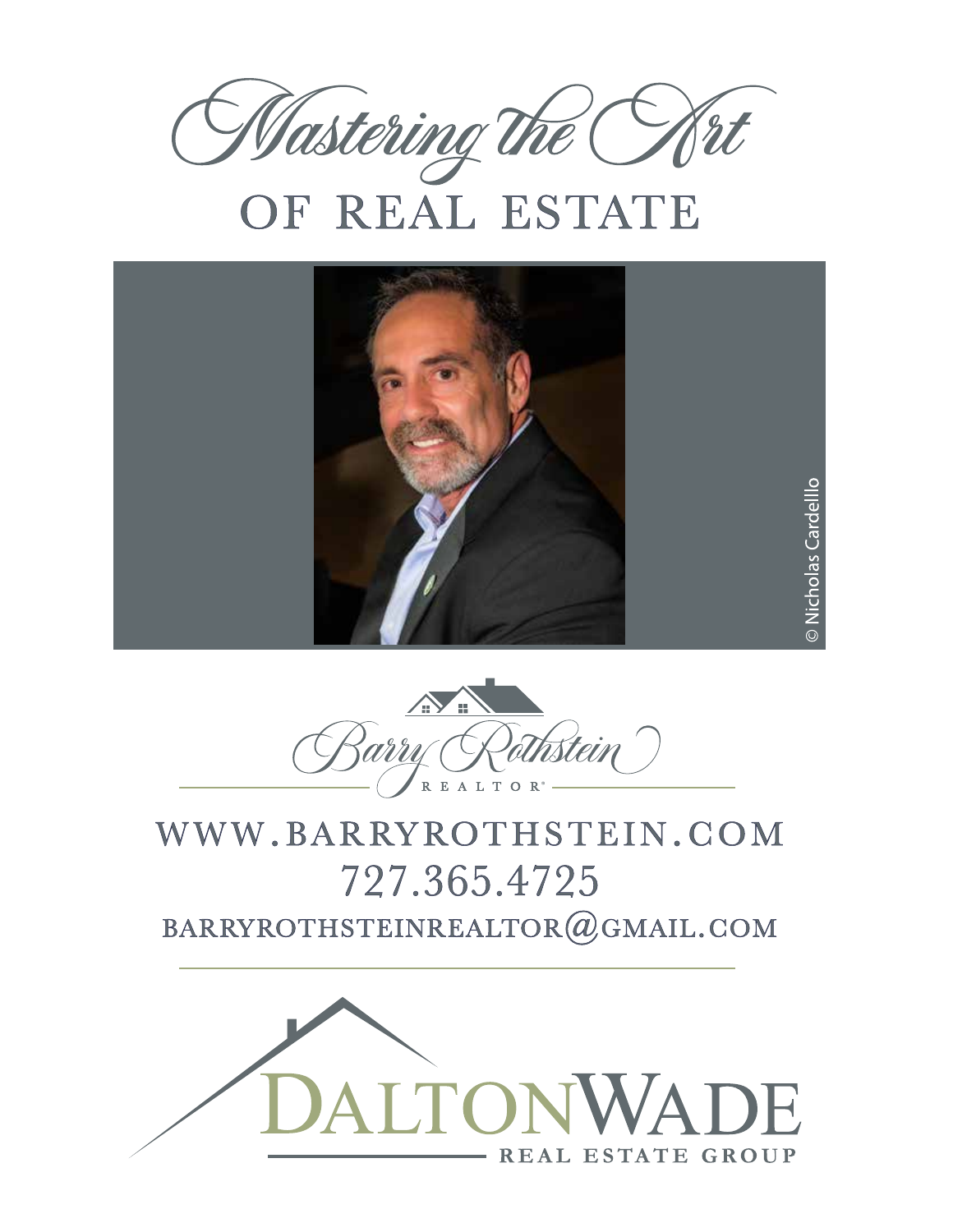# Mastering the Art

## OF REAL ESTATE

© Nicholas Cardelllo

Barry Rothstein

REALTOR®

WWW.BARRYROTHSTEIN.COM

727.365.4725

BARRYROTHSTEINREALTOR@GMAIL.COM

DALTONWADE

REAL ESTATE GROUP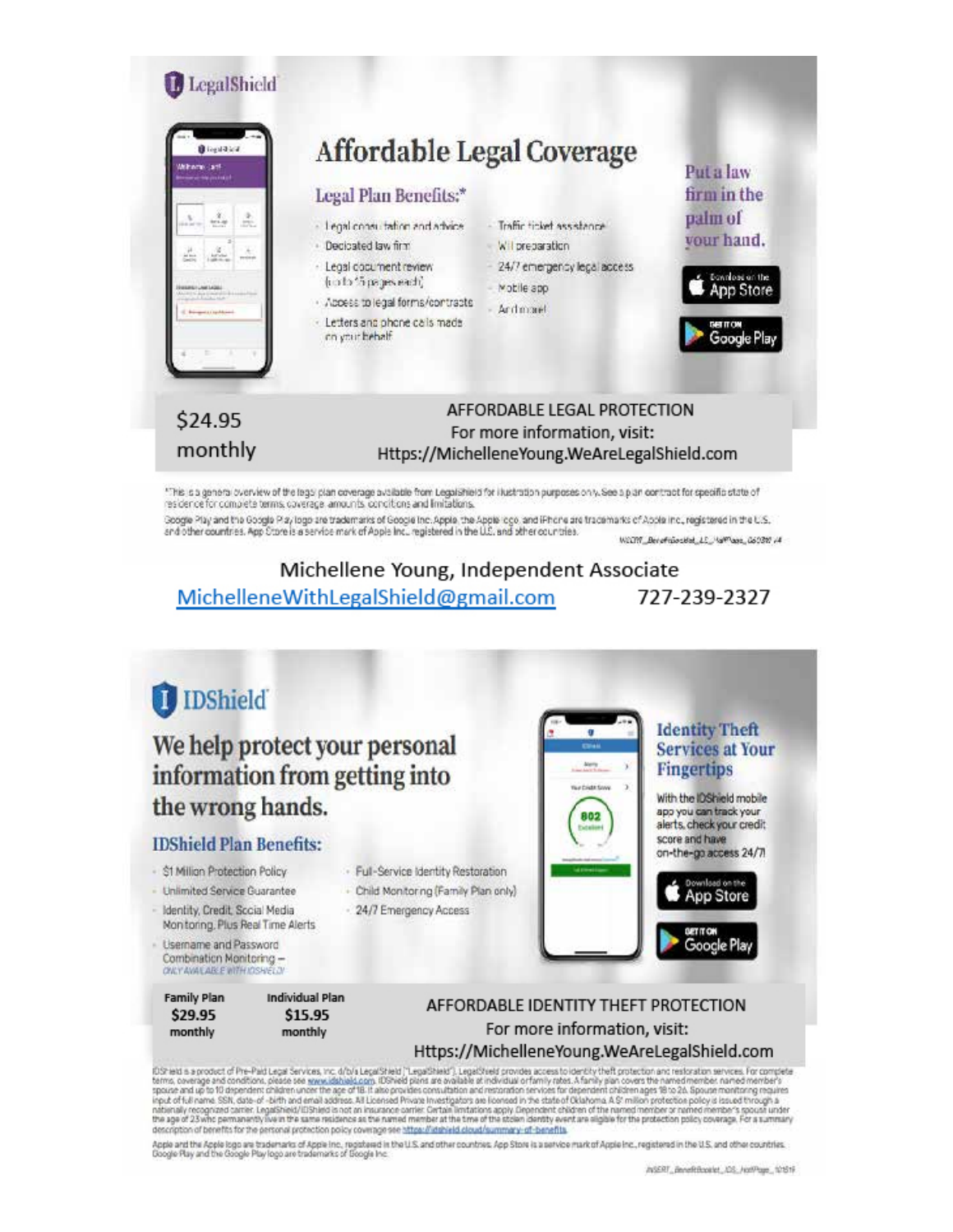LegalShield

# Affordable Legal Coverage

## Legal Plan Benefits:*

- Legal consultation and advice
- Dedicated law firm
- Legal document review (up to 15 pages each)
- Access to legal forms/contracts
- Letters and phone calls made on your behalf
- Traffic ticket assistance
- Will preparation
- 24/7 emergency legal access
- Mobile app
- And more!

**Put a law firm in the palm of your hand.**

Download on the App Store

GET IT ON Google Play

$24.95 monthly

AFFORDABLE LEGAL PROTECTION
For more information, visit:
Https://MichelleneYoung.WeAreLegalShield.com

*This is a general overview of the legal plan coverage available from LegalShield for illustration purposes only. See a plan contract for specific state of residence for complete terms, coverage, amounts, conditions and limitations.

Google Play and the Google Play logo are trademarks of Google Inc. Apple, the Apple logo, and iPhone are trademarks of Apple Inc., registered in the U.S. and other countries. App Store is a service mark of Apple Inc., registered in the U.S. and other countries.

INSERT_BenefitsBooklet_LS_HalfPage_060818 v4

Michellene Young, Independent Associate
MichelleneWithLegalShield@gmail.com 727-239-2327

IDShield

# We help protect your personal information from getting into the wrong hands.

## IDShield Plan Benefits:

- $1 Million Protection Policy
- Unlimited Service Guarantee
- Identity, Credit, Social Media Monitoring, Plus Real Time Alerts
- Username and Password Combination Monitoring – *ONLY AVAILABLE WITH IDSHIELD!*
- Full-Service Identity Restoration
- Child Monitoring (Family Plan only)
- 24/7 Emergency Access

**Identity Theft Services at Your Fingertips**

With the IDShield mobile app you can track your alerts, check your credit score and have on-the-go access 24/7!

Download on the App Store

GET IT ON Google Play

| Family Plan | Individual Plan |
|---|---|
| $29.95 monthly | $15.95 monthly |

AFFORDABLE IDENTITY THEFT PROTECTION
For more information, visit:
Https://MichelleneYoung.WeAreLegalShield.com

IDShield is a product of Pre-Paid Legal Services, Inc. d/b/a LegalShield ("LegalShield"). LegalShield provides access to identity theft protection and restoration services. For complete terms, coverage and conditions, please see www.idshield.com. IDShield plans are available at individual or family rates. A family plan covers the named member, named member's spouse and up to 10 dependent children under the age of 18. It also provides consultation and restoration services for dependent children ages 18 to 26. Spouse monitoring requires input of full name, SSN, date-of-birth and email address. All Licensed Private Investigators are licensed in the state of Oklahoma. A $1 million protection policy is issued through a nationally recognized carrier. LegalShield/IDShield is not an insurance carrier. Certain limitations apply. Dependent children of the named member or named member's spouse under the age of 23 who permanently live in the same residence as the named member at the time of the stolen identity event are eligible for the protection policy coverage. For a summary description of benefits for the personal protection policy coverage see https://idshield.cloud/summary-of-benefits

Apple and the Apple logo are trademarks of Apple Inc., registered in the U.S. and other countries. App Store is a service mark of Apple Inc., registered in the U.S. and other countries. Google Play and the Google Play logo are trademarks of Google Inc.

INSERT_BenefitBooklet_IDS_HalfPage_101819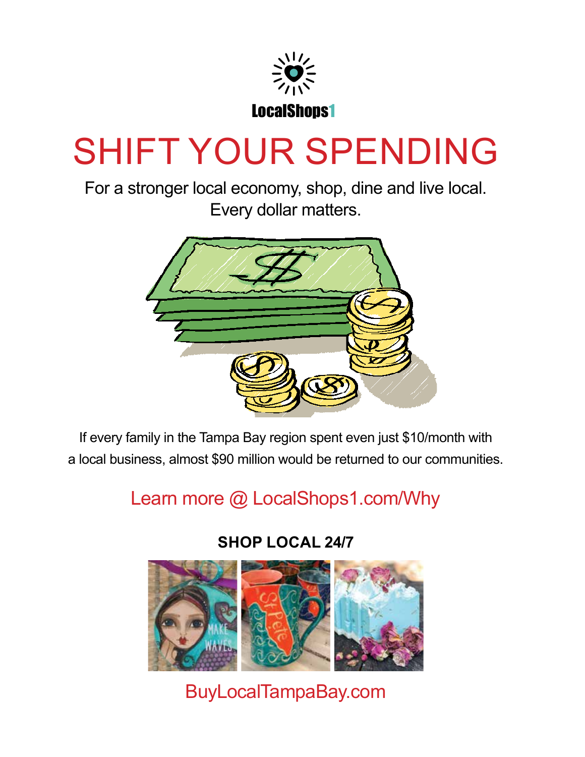LocalShops1

# SHIFT YOUR SPENDING

For a stronger local economy, shop, dine and live local.
Every dollar matters.

If every family in the Tampa Bay region spent even just $10/month with a local business, almost $90 million would be returned to our communities.

Learn more @ LocalShops1.com/Why

**SHOP LOCAL 24/7**

BuyLocalTampaBay.com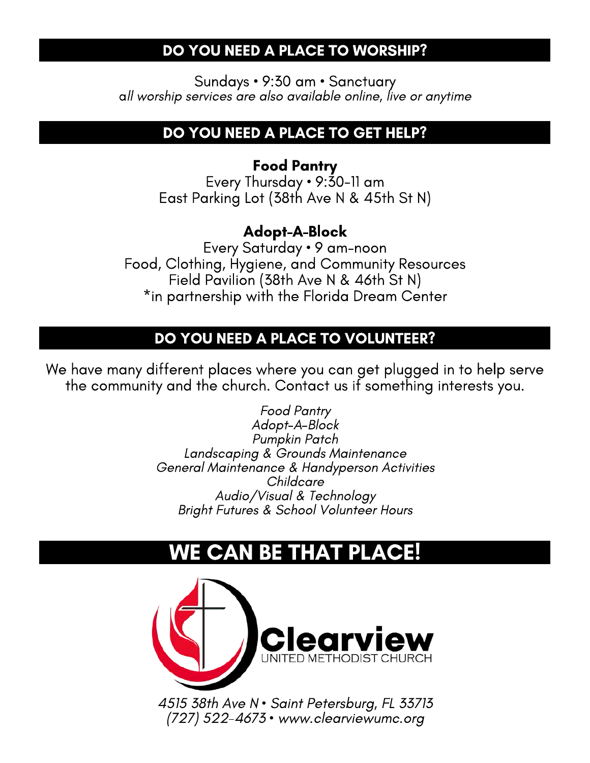## DO YOU NEED A PLACE TO WORSHIP?

Sundays • 9:30 am • Sanctuary
*all worship services are also available online, live or anytime*

## DO YOU NEED A PLACE TO GET HELP?

**Food Pantry**
Every Thursday • 9:30-11 am
East Parking Lot (38th Ave N & 45th St N)

**Adopt-A-Block**
Every Saturday • 9 am-noon
Food, Clothing, Hygiene, and Community Resources
Field Pavilion (38th Ave N & 46th St N)
*in partnership with the Florida Dream Center

## DO YOU NEED A PLACE TO VOLUNTEER?

We have many different places where you can get plugged in to help serve the community and the church. Contact us if something interests you.

*Food Pantry*
*Adopt-A-Block*
*Pumpkin Patch*
*Landscaping & Grounds Maintenance*
*General Maintenance & Handyperson Activities*
*Childcare*
*Audio/Visual & Technology*
*Bright Futures & School Volunteer Hours*

# WE CAN BE THAT PLACE!

Clearview
UNITED METHODIST CHURCH

*4515 38th Ave N • Saint Petersburg, FL 33713*
*(727) 522-4673 • www.clearviewumc.org*